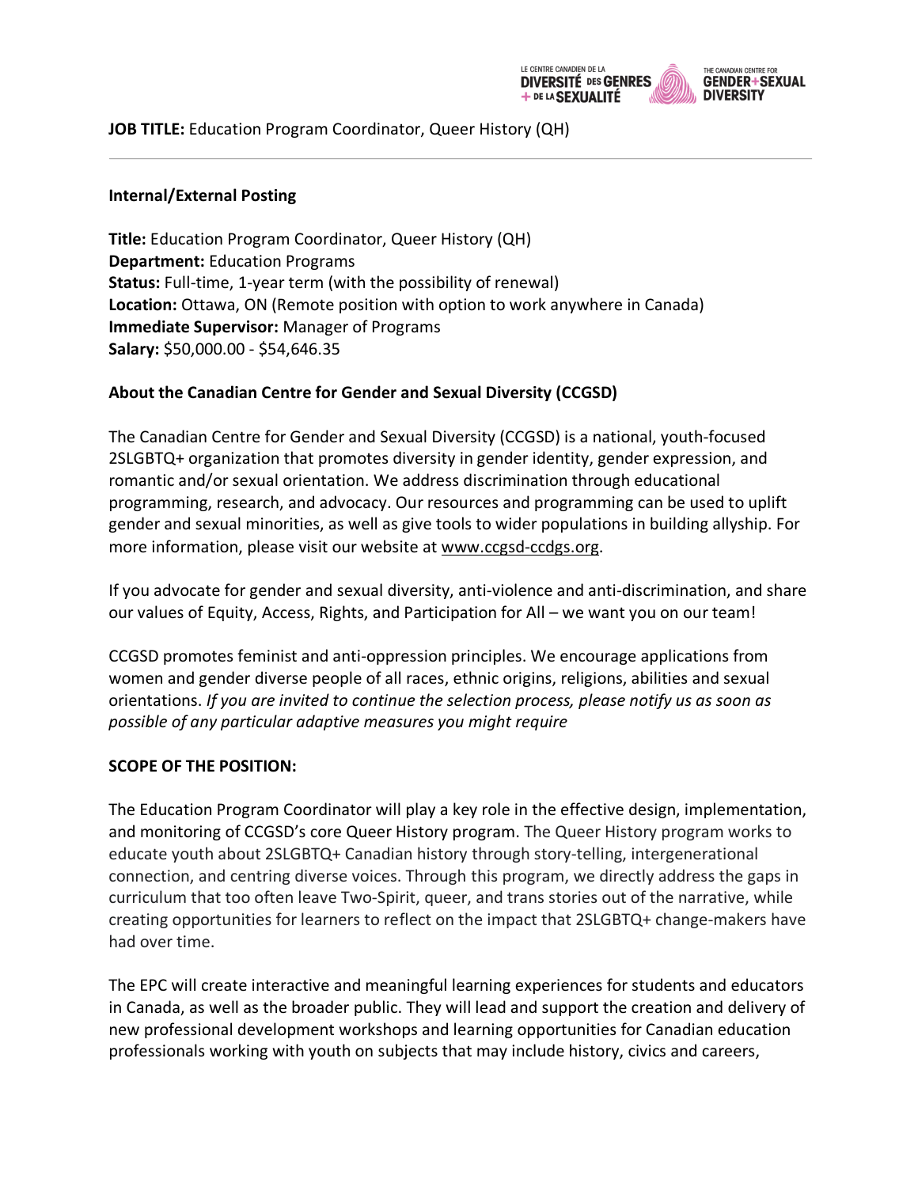**JOB TITLE:** Education Program Coordinator, Queer History (QH)

---

**Internal/External Posting**

**Title:** Education Program Coordinator, Queer History (QH)
**Department:** Education Programs
**Status:** Full-time, 1-year term (with the possibility of renewal)
**Location:** Ottawa, ON (Remote position with option to work anywhere in Canada)
**Immediate Supervisor:** Manager of Programs
**Salary:** $50,000.00 - $54,646.35

**About the Canadian Centre for Gender and Sexual Diversity (CCGSD)**

The Canadian Centre for Gender and Sexual Diversity (CCGSD) is a national, youth-focused 2SLGBTQ+ organization that promotes diversity in gender identity, gender expression, and romantic and/or sexual orientation. We address discrimination through educational programming, research, and advocacy. Our resources and programming can be used to uplift gender and sexual minorities, as well as give tools to wider populations in building allyship. For more information, please visit our website at www.ccgsd-ccdgs.org.

If you advocate for gender and sexual diversity, anti-violence and anti-discrimination, and share our values of Equity, Access, Rights, and Participation for All – we want you on our team!

CCGSD promotes feminist and anti-oppression principles. We encourage applications from women and gender diverse people of all races, ethnic origins, religions, abilities and sexual orientations. *If you are invited to continue the selection process, please notify us as soon as possible of any particular adaptive measures you might require*

**SCOPE OF THE POSITION:**

The Education Program Coordinator will play a key role in the effective design, implementation, and monitoring of CCGSD's core Queer History program. The Queer History program works to educate youth about 2SLGBTQ+ Canadian history through story-telling, intergenerational connection, and centring diverse voices. Through this program, we directly address the gaps in curriculum that too often leave Two-Spirit, queer, and trans stories out of the narrative, while creating opportunities for learners to reflect on the impact that 2SLGBTQ+ change-makers have had over time.

The EPC will create interactive and meaningful learning experiences for students and educators in Canada, as well as the broader public. They will lead and support the creation and delivery of new professional development workshops and learning opportunities for Canadian education professionals working with youth on subjects that may include history, civics and careers,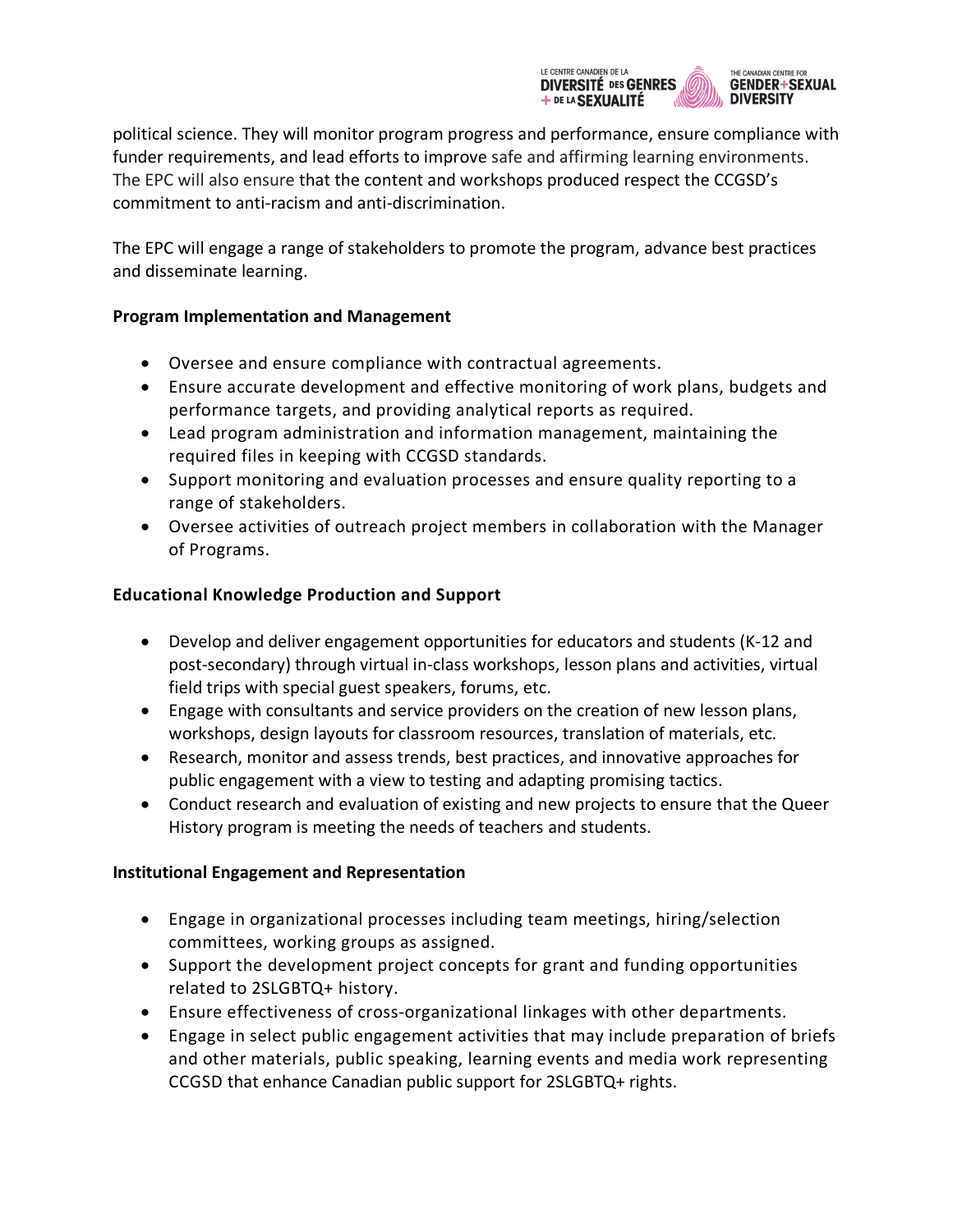political science. They will monitor program progress and performance, ensure compliance with funder requirements, and lead efforts to improve safe and affirming learning environments. The EPC will also ensure that the content and workshops produced respect the CCGSD's commitment to anti-racism and anti-discrimination.

The EPC will engage a range of stakeholders to promote the program, advance best practices and disseminate learning.

**Program Implementation and Management**

- Oversee and ensure compliance with contractual agreements.
- Ensure accurate development and effective monitoring of work plans, budgets and performance targets, and providing analytical reports as required.
- Lead program administration and information management, maintaining the required files in keeping with CCGSD standards.
- Support monitoring and evaluation processes and ensure quality reporting to a range of stakeholders.
- Oversee activities of outreach project members in collaboration with the Manager of Programs.

**Educational Knowledge Production and Support**

- Develop and deliver engagement opportunities for educators and students (K-12 and post-secondary) through virtual in-class workshops, lesson plans and activities, virtual field trips with special guest speakers, forums, etc.
- Engage with consultants and service providers on the creation of new lesson plans, workshops, design layouts for classroom resources, translation of materials, etc.
- Research, monitor and assess trends, best practices, and innovative approaches for public engagement with a view to testing and adapting promising tactics.
- Conduct research and evaluation of existing and new projects to ensure that the Queer History program is meeting the needs of teachers and students.

**Institutional Engagement and Representation**

- Engage in organizational processes including team meetings, hiring/selection committees, working groups as assigned.
- Support the development project concepts for grant and funding opportunities related to 2SLGBTQ+ history.
- Ensure effectiveness of cross-organizational linkages with other departments.
- Engage in select public engagement activities that may include preparation of briefs and other materials, public speaking, learning events and media work representing CCGSD that enhance Canadian public support for 2SLGBTQ+ rights.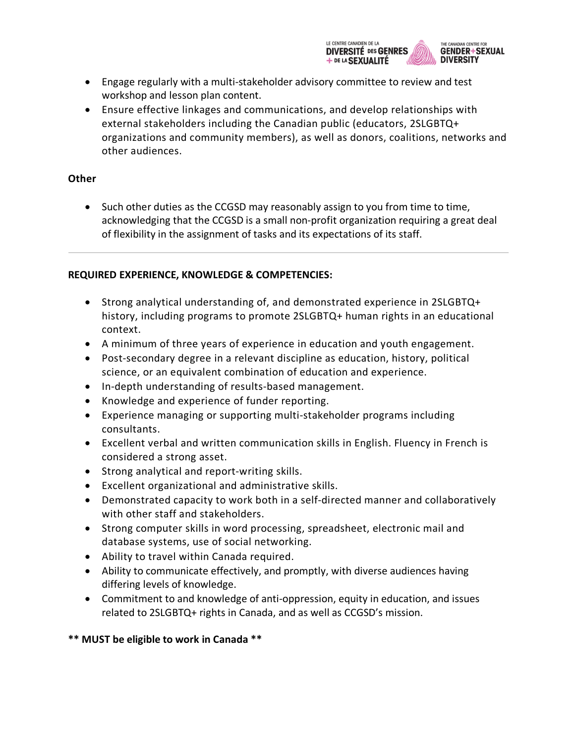- Engage regularly with a multi-stakeholder advisory committee to review and test workshop and lesson plan content.
- Ensure effective linkages and communications, and develop relationships with external stakeholders including the Canadian public (educators, 2SLGBTQ+ organizations and community members), as well as donors, coalitions, networks and other audiences.

**Other**

- Such other duties as the CCGSD may reasonably assign to you from time to time, acknowledging that the CCGSD is a small non-profit organization requiring a great deal of flexibility in the assignment of tasks and its expectations of its staff.

---

**REQUIRED EXPERIENCE, KNOWLEDGE & COMPETENCIES:**

- Strong analytical understanding of, and demonstrated experience in 2SLGBTQ+ history, including programs to promote 2SLGBTQ+ human rights in an educational context.
- A minimum of three years of experience in education and youth engagement.
- Post-secondary degree in a relevant discipline as education, history, political science, or an equivalent combination of education and experience.
- In-depth understanding of results-based management.
- Knowledge and experience of funder reporting.
- Experience managing or supporting multi-stakeholder programs including consultants.
- Excellent verbal and written communication skills in English. Fluency in French is considered a strong asset.
- Strong analytical and report-writing skills.
- Excellent organizational and administrative skills.
- Demonstrated capacity to work both in a self-directed manner and collaboratively with other staff and stakeholders.
- Strong computer skills in word processing, spreadsheet, electronic mail and database systems, use of social networking.
- Ability to travel within Canada required.
- Ability to communicate effectively, and promptly, with diverse audiences having differing levels of knowledge.
- Commitment to and knowledge of anti-oppression, equity in education, and issues related to 2SLGBTQ+ rights in Canada, and as well as CCGSD's mission.

**\*\* MUST be eligible to work in Canada \*\***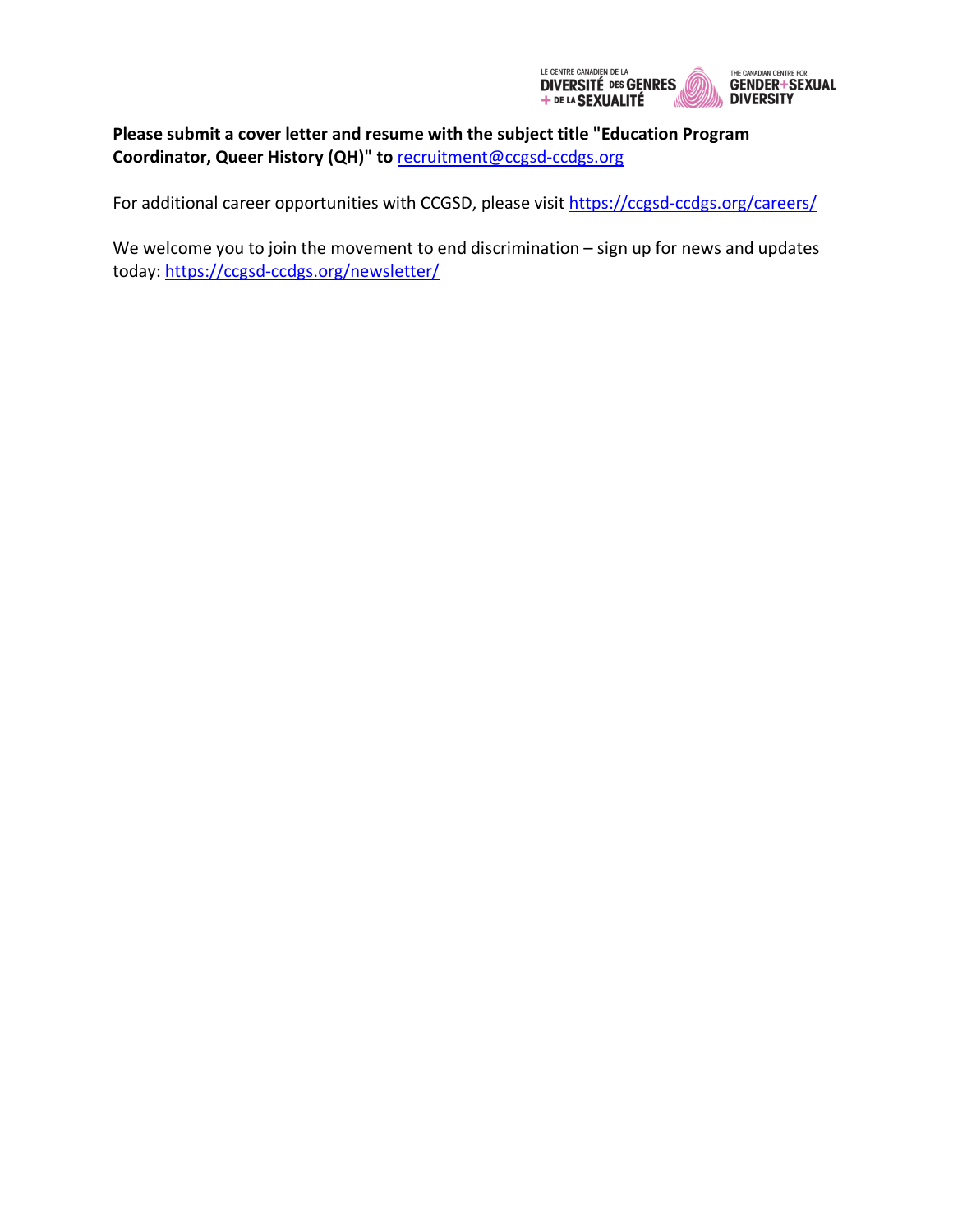**Please submit a cover letter and resume with the subject title "Education Program Coordinator, Queer History (QH)" to** recruitment@ccgsd-ccdgs.org

For additional career opportunities with CCGSD, please visit https://ccgsd-ccdgs.org/careers/

We welcome you to join the movement to end discrimination – sign up for news and updates today: https://ccgsd-ccdgs.org/newsletter/